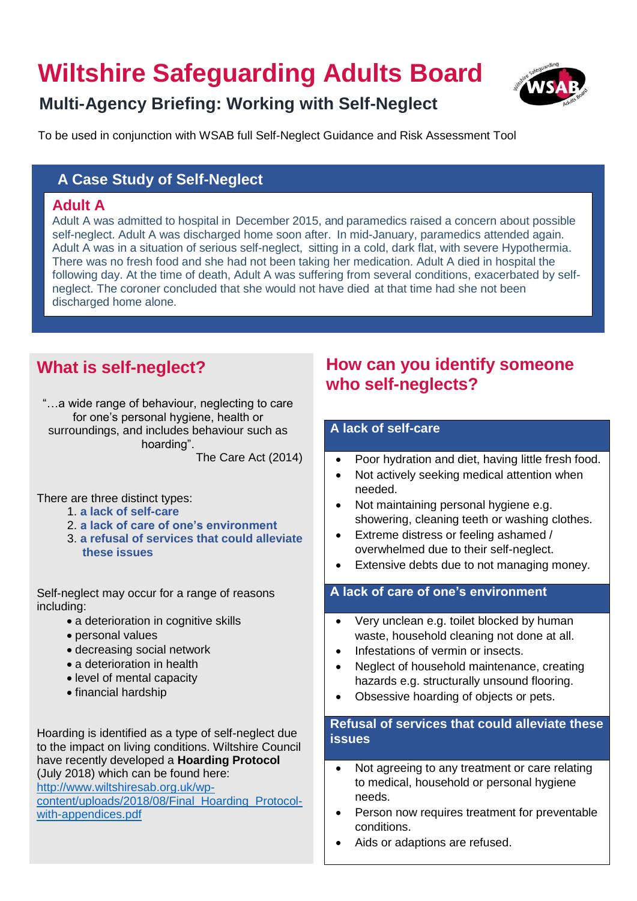# Wiltshire Safeguarding Adults Board

## Multi-Agency Briefing: Working with Self-Neglect

To be used in conjunction with WSAB full Self-Neglect Guidance and Risk Assessment Tool

### A Case Study of Self-Neglect

**Adult A**

Adult A was admitted to hospital in December 2015, and paramedics raised a concern about possible self-neglect. Adult A was discharged home soon after. In mid-January, paramedics attended again. Adult A was in a situation of serious self-neglect, sitting in a cold, dark flat, with severe Hypothermia. There was no fresh food and she had not been taking her medication. Adult A died in hospital the following day. At the time of death, Adult A was suffering from several conditions, exacerbated by self-neglect. The coroner concluded that she would not have died at that time had she not been discharged home alone.

## What is self-neglect?

"…a wide range of behaviour, neglecting to care for one's personal hygiene, health or surroundings, and includes behaviour such as hoarding".

The Care Act (2014)

There are three distinct types:

1. **a lack of self-care**
2. **a lack of care of one's environment**
3. **a refusal of services that could alleviate these issues**

Self-neglect may occur for a range of reasons including:

- a deterioration in cognitive skills
- personal values
- decreasing social network
- a deterioration in health
- level of mental capacity
- financial hardship

Hoarding is identified as a type of self-neglect due to the impact on living conditions. Wiltshire Council have recently developed a **Hoarding Protocol** (July 2018) which can be found here: [http://www.wiltshiresab.org.uk/wp-content/uploads/2018/08/Final_Hoarding_Protocol-with-appendices.pdf](http://www.wiltshiresab.org.uk/wp-content/uploads/2018/08/Final_Hoarding_Protocol-with-appendices.pdf)

## How can you identify someone who self-neglects?

### A lack of self-care

- Poor hydration and diet, having little fresh food.
- Not actively seeking medical attention when needed.
- Not maintaining personal hygiene e.g. showering, cleaning teeth or washing clothes.
- Extreme distress or feeling ashamed / overwhelmed due to their self-neglect.
- Extensive debts due to not managing money.

### A lack of care of one's environment

- Very unclean e.g. toilet blocked by human waste, household cleaning not done at all.
- Infestations of vermin or insects.
- Neglect of household maintenance, creating hazards e.g. structurally unsound flooring.
- Obsessive hoarding of objects or pets.

### Refusal of services that could alleviate these issues

- Not agreeing to any treatment or care relating to medical, household or personal hygiene needs.
- Person now requires treatment for preventable conditions.
- Aids or adaptions are refused.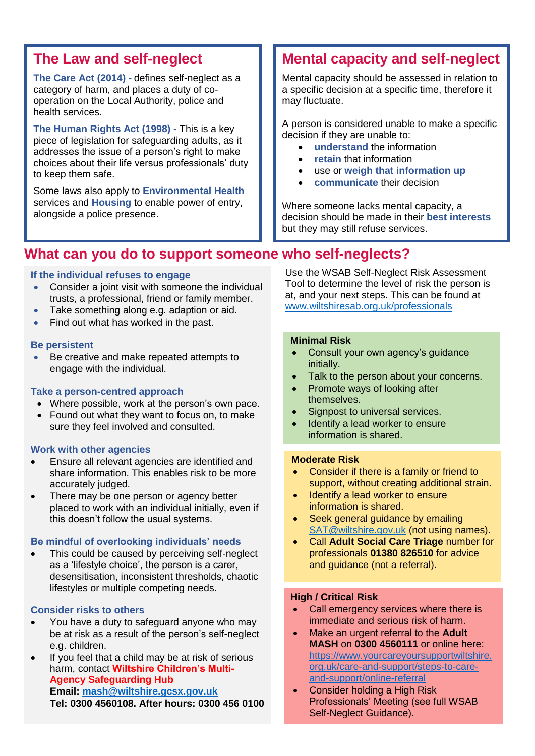## The Law and self-neglect

**The Care Act (2014) -** defines self-neglect as a category of harm, and places a duty of co-operation on the Local Authority, police and health services.

**The Human Rights Act (1998) -** This is a key piece of legislation for safeguarding adults, as it addresses the issue of a person's right to make choices about their life versus professionals' duty to keep them safe.

Some laws also apply to **Environmental Health** services and **Housing** to enable power of entry, alongside a police presence.

## Mental capacity and self-neglect

Mental capacity should be assessed in relation to a specific decision at a specific time, therefore it may fluctuate.

A person is considered unable to make a specific decision if they are unable to:

- **understand** the information
- **retain** that information
- use or **weigh that information up**
- **communicate** their decision

Where someone lacks mental capacity, a decision should be made in their **best interests** but they may still refuse services.

## What can you do to support someone who self-neglects?

### If the individual refuses to engage

- Consider a joint visit with someone the individual trusts, a professional, friend or family member.
- Take something along e.g. adaption or aid.
- Find out what has worked in the past.

### Be persistent

- Be creative and make repeated attempts to engage with the individual.

### Take a person-centred approach

- Where possible, work at the person's own pace.
- Found out what they want to focus on, to make sure they feel involved and consulted.

### Work with other agencies

- Ensure all relevant agencies are identified and share information. This enables risk to be more accurately judged.
- There may be one person or agency better placed to work with an individual initially, even if this doesn't follow the usual systems.

### Be mindful of overlooking individuals' needs

- This could be caused by perceiving self-neglect as a 'lifestyle choice', the person is a carer, desensitisation, inconsistent thresholds, chaotic lifestyles or multiple competing needs.

### Consider risks to others

- You have a duty to safeguard anyone who may be at risk as a result of the person's self-neglect e.g. children.
- If you feel that a child may be at risk of serious harm, contact **Wiltshire Children's Multi-Agency Safeguarding Hub**
  **Email: mash@wiltshire.gcsx.gov.uk**
  **Tel: 0300 4560108. After hours: 0300 456 0100**

Use the WSAB Self-Neglect Risk Assessment Tool to determine the level of risk the person is at, and your next steps. This can be found at www.wiltshiresab.org.uk/professionals

### Minimal Risk

- Consult your own agency's guidance initially.
- Talk to the person about your concerns.
- Promote ways of looking after themselves.
- Signpost to universal services.
- Identify a lead worker to ensure information is shared.

### Moderate Risk

- Consider if there is a family or friend to support, without creating additional strain.
- Identify a lead worker to ensure information is shared.
- Seek general guidance by emailing SAT@wiltshire.gov.uk (not using names).
- Call **Adult Social Care Triage** number for professionals **01380 826510** for advice and guidance (not a referral).

### High / Critical Risk

- Call emergency services where there is immediate and serious risk of harm.
- Make an urgent referral to the **Adult MASH** on **0300 4560111** or online here: https://www.yourcareyoursupportwiltshire.org.uk/care-and-support/steps-to-care-and-support/online-referral
- Consider holding a High Risk Professionals' Meeting (see full WSAB Self-Neglect Guidance).